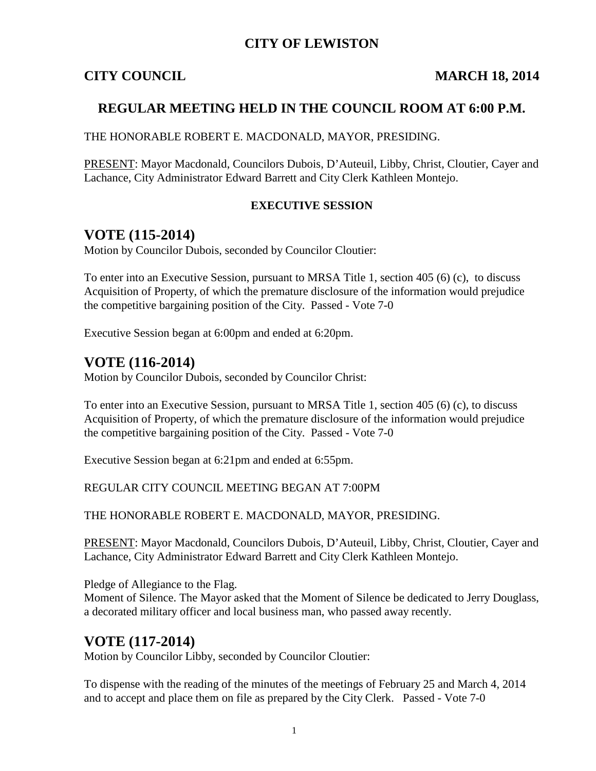# CITY OF LEWISTON

**CITY COUNCIL** **MARCH 18, 2014**

## REGULAR MEETING HELD IN THE COUNCIL ROOM AT 6:00 P.M.

THE HONORABLE ROBERT E. MACDONALD, MAYOR, PRESIDING.

PRESENT: Mayor Macdonald, Councilors Dubois, D'Auteuil, Libby, Christ, Cloutier, Cayer and Lachance, City Administrator Edward Barrett and City Clerk Kathleen Montejo.

**EXECUTIVE SESSION**

## VOTE (115-2014)

Motion by Councilor Dubois, seconded by Councilor Cloutier:

To enter into an Executive Session, pursuant to MRSA Title 1, section 405 (6) (c), to discuss Acquisition of Property, of which the premature disclosure of the information would prejudice the competitive bargaining position of the City. Passed - Vote 7-0

Executive Session began at 6:00pm and ended at 6:20pm.

## VOTE (116-2014)

Motion by Councilor Dubois, seconded by Councilor Christ:

To enter into an Executive Session, pursuant to MRSA Title 1, section 405 (6) (c), to discuss Acquisition of Property, of which the premature disclosure of the information would prejudice the competitive bargaining position of the City. Passed - Vote 7-0

Executive Session began at 6:21pm and ended at 6:55pm.

REGULAR CITY COUNCIL MEETING BEGAN AT 7:00PM

THE HONORABLE ROBERT E. MACDONALD, MAYOR, PRESIDING.

PRESENT: Mayor Macdonald, Councilors Dubois, D'Auteuil, Libby, Christ, Cloutier, Cayer and Lachance, City Administrator Edward Barrett and City Clerk Kathleen Montejo.

Pledge of Allegiance to the Flag.
Moment of Silence. The Mayor asked that the Moment of Silence be dedicated to Jerry Douglass, a decorated military officer and local business man, who passed away recently.

## VOTE (117-2014)

Motion by Councilor Libby, seconded by Councilor Cloutier:

To dispense with the reading of the minutes of the meetings of February 25 and March 4, 2014 and to accept and place them on file as prepared by the City Clerk. Passed - Vote 7-0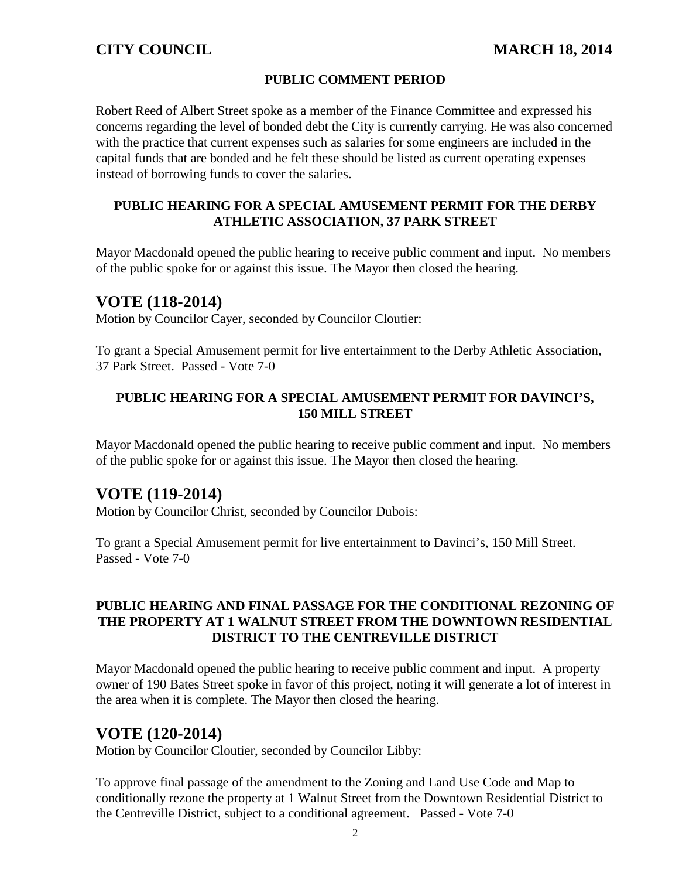## PUBLIC COMMENT PERIOD

Robert Reed of Albert Street spoke as a member of the Finance Committee and expressed his concerns regarding the level of bonded debt the City is currently carrying. He was also concerned with the practice that current expenses such as salaries for some engineers are included in the capital funds that are bonded and he felt these should be listed as current operating expenses instead of borrowing funds to cover the salaries.

### PUBLIC HEARING FOR A SPECIAL AMUSEMENT PERMIT FOR THE DERBY ATHLETIC ASSOCIATION, 37 PARK STREET

Mayor Macdonald opened the public hearing to receive public comment and input. No members of the public spoke for or against this issue. The Mayor then closed the hearing.

## VOTE (118-2014)

Motion by Councilor Cayer, seconded by Councilor Cloutier:

To grant a Special Amusement permit for live entertainment to the Derby Athletic Association, 37 Park Street. Passed - Vote 7-0

### PUBLIC HEARING FOR A SPECIAL AMUSEMENT PERMIT FOR DAVINCI'S, 150 MILL STREET

Mayor Macdonald opened the public hearing to receive public comment and input. No members of the public spoke for or against this issue. The Mayor then closed the hearing.

## VOTE (119-2014)

Motion by Councilor Christ, seconded by Councilor Dubois:

To grant a Special Amusement permit for live entertainment to Davinci's, 150 Mill Street. Passed - Vote 7-0

### PUBLIC HEARING AND FINAL PASSAGE FOR THE CONDITIONAL REZONING OF THE PROPERTY AT 1 WALNUT STREET FROM THE DOWNTOWN RESIDENTIAL DISTRICT TO THE CENTREVILLE DISTRICT

Mayor Macdonald opened the public hearing to receive public comment and input. A property owner of 190 Bates Street spoke in favor of this project, noting it will generate a lot of interest in the area when it is complete. The Mayor then closed the hearing.

## VOTE (120-2014)

Motion by Councilor Cloutier, seconded by Councilor Libby:

To approve final passage of the amendment to the Zoning and Land Use Code and Map to conditionally rezone the property at 1 Walnut Street from the Downtown Residential District to the Centreville District, subject to a conditional agreement. Passed - Vote 7-0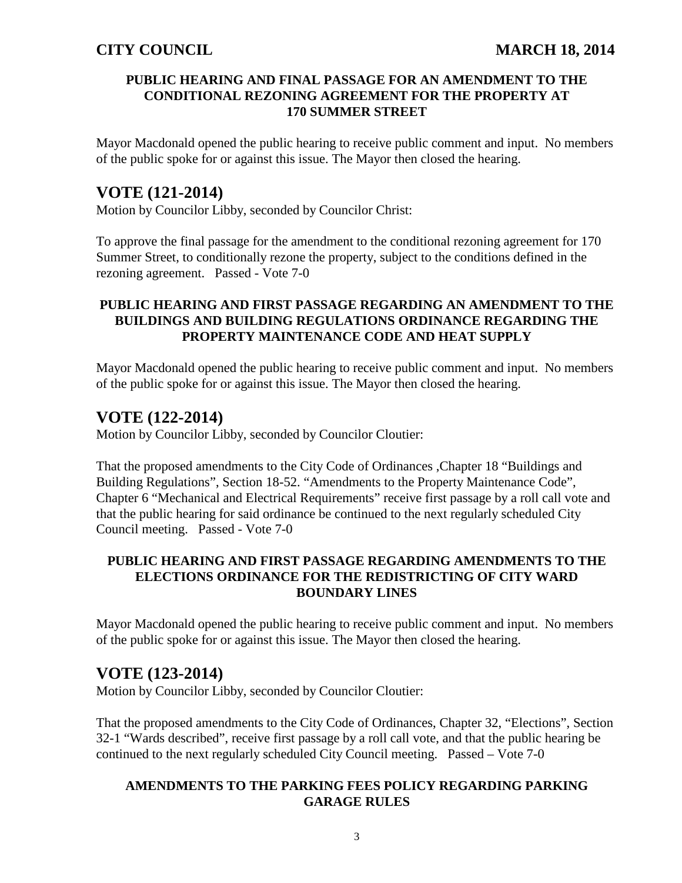#### PUBLIC HEARING AND FINAL PASSAGE FOR AN AMENDMENT TO THE CONDITIONAL REZONING AGREEMENT FOR THE PROPERTY AT 170 SUMMER STREET

Mayor Macdonald opened the public hearing to receive public comment and input. No members of the public spoke for or against this issue. The Mayor then closed the hearing.

## VOTE (121-2014)

Motion by Councilor Libby, seconded by Councilor Christ:

To approve the final passage for the amendment to the conditional rezoning agreement for 170 Summer Street, to conditionally rezone the property, subject to the conditions defined in the rezoning agreement. Passed - Vote 7-0

#### PUBLIC HEARING AND FIRST PASSAGE REGARDING AN AMENDMENT TO THE BUILDINGS AND BUILDING REGULATIONS ORDINANCE REGARDING THE PROPERTY MAINTENANCE CODE AND HEAT SUPPLY

Mayor Macdonald opened the public hearing to receive public comment and input. No members of the public spoke for or against this issue. The Mayor then closed the hearing.

## VOTE (122-2014)

Motion by Councilor Libby, seconded by Councilor Cloutier:

That the proposed amendments to the City Code of Ordinances ,Chapter 18 "Buildings and Building Regulations", Section 18-52. "Amendments to the Property Maintenance Code", Chapter 6 "Mechanical and Electrical Requirements" receive first passage by a roll call vote and that the public hearing for said ordinance be continued to the next regularly scheduled City Council meeting. Passed - Vote 7-0

#### PUBLIC HEARING AND FIRST PASSAGE REGARDING AMENDMENTS TO THE ELECTIONS ORDINANCE FOR THE REDISTRICTING OF CITY WARD BOUNDARY LINES

Mayor Macdonald opened the public hearing to receive public comment and input. No members of the public spoke for or against this issue. The Mayor then closed the hearing.

## VOTE (123-2014)

Motion by Councilor Libby, seconded by Councilor Cloutier:

That the proposed amendments to the City Code of Ordinances, Chapter 32, "Elections", Section 32-1 "Wards described", receive first passage by a roll call vote, and that the public hearing be continued to the next regularly scheduled City Council meeting. Passed – Vote 7-0

#### AMENDMENTS TO THE PARKING FEES POLICY REGARDING PARKING GARAGE RULES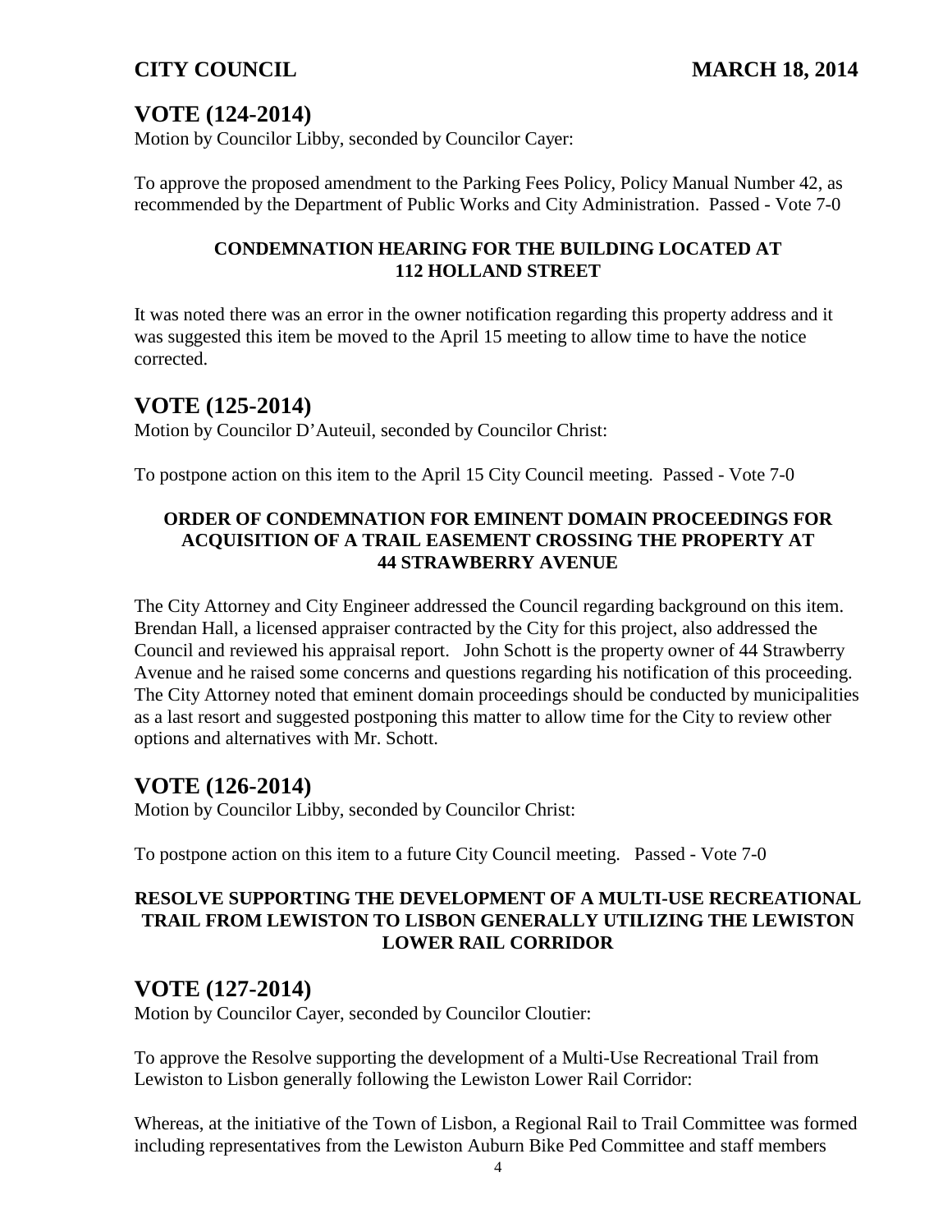## VOTE (124-2014)

Motion by Councilor Libby, seconded by Councilor Cayer:

To approve the proposed amendment to the Parking Fees Policy, Policy Manual Number 42, as recommended by the Department of Public Works and City Administration. Passed - Vote 7-0

**CONDEMNATION HEARING FOR THE BUILDING LOCATED AT 112 HOLLAND STREET**

It was noted there was an error in the owner notification regarding this property address and it was suggested this item be moved to the April 15 meeting to allow time to have the notice corrected.

## VOTE (125-2014)

Motion by Councilor D'Auteuil, seconded by Councilor Christ:

To postpone action on this item to the April 15 City Council meeting. Passed - Vote 7-0

**ORDER OF CONDEMNATION FOR EMINENT DOMAIN PROCEEDINGS FOR ACQUISITION OF A TRAIL EASEMENT CROSSING THE PROPERTY AT 44 STRAWBERRY AVENUE**

The City Attorney and City Engineer addressed the Council regarding background on this item. Brendan Hall, a licensed appraiser contracted by the City for this project, also addressed the Council and reviewed his appraisal report. John Schott is the property owner of 44 Strawberry Avenue and he raised some concerns and questions regarding his notification of this proceeding. The City Attorney noted that eminent domain proceedings should be conducted by municipalities as a last resort and suggested postponing this matter to allow time for the City to review other options and alternatives with Mr. Schott.

## VOTE (126-2014)

Motion by Councilor Libby, seconded by Councilor Christ:

To postpone action on this item to a future City Council meeting. Passed - Vote 7-0

**RESOLVE SUPPORTING THE DEVELOPMENT OF A MULTI-USE RECREATIONAL TRAIL FROM LEWISTON TO LISBON GENERALLY UTILIZING THE LEWISTON LOWER RAIL CORRIDOR**

## VOTE (127-2014)

Motion by Councilor Cayer, seconded by Councilor Cloutier:

To approve the Resolve supporting the development of a Multi-Use Recreational Trail from Lewiston to Lisbon generally following the Lewiston Lower Rail Corridor:

Whereas, at the initiative of the Town of Lisbon, a Regional Rail to Trail Committee was formed including representatives from the Lewiston Auburn Bike Ped Committee and staff members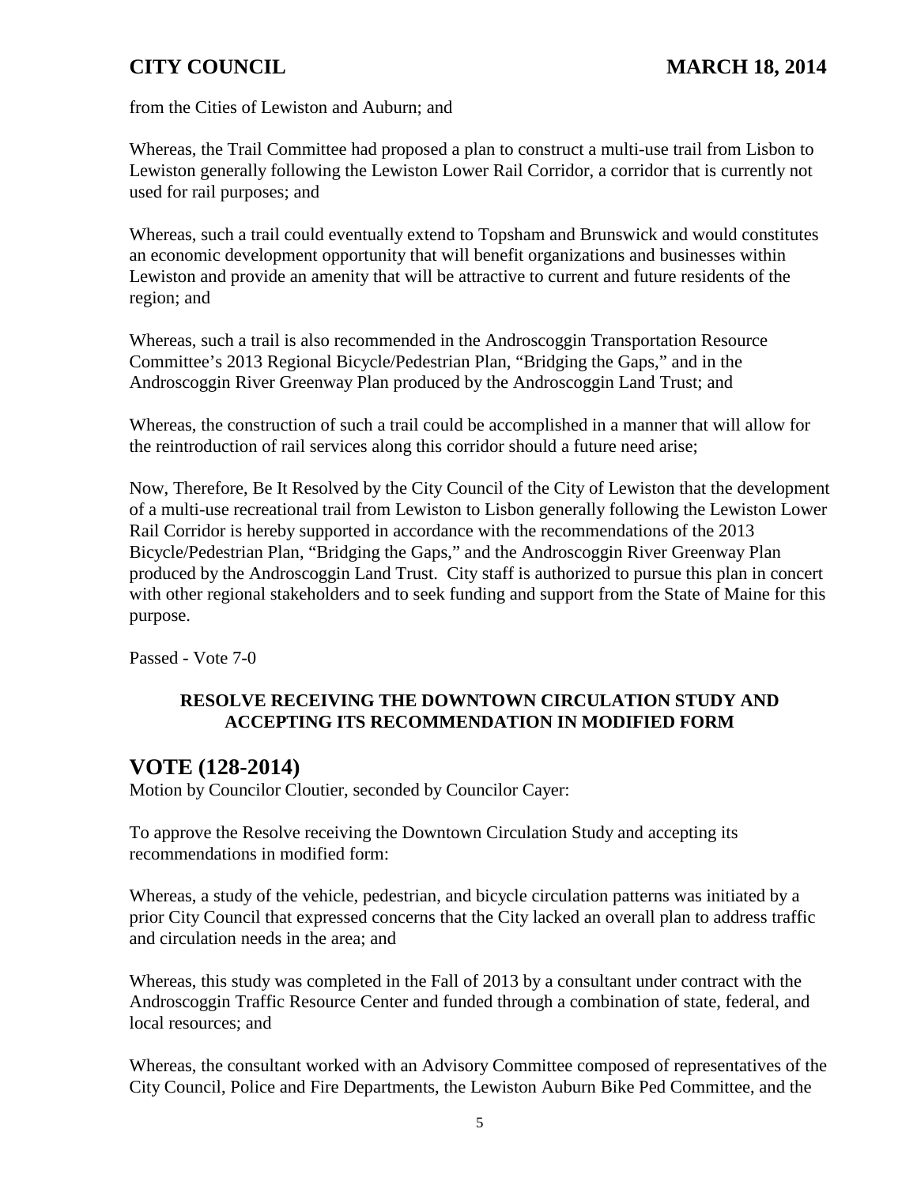from the Cities of Lewiston and Auburn; and

Whereas, the Trail Committee had proposed a plan to construct a multi-use trail from Lisbon to Lewiston generally following the Lewiston Lower Rail Corridor, a corridor that is currently not used for rail purposes; and

Whereas, such a trail could eventually extend to Topsham and Brunswick and would constitutes an economic development opportunity that will benefit organizations and businesses within Lewiston and provide an amenity that will be attractive to current and future residents of the region; and

Whereas, such a trail is also recommended in the Androscoggin Transportation Resource Committee's 2013 Regional Bicycle/Pedestrian Plan, "Bridging the Gaps," and in the Androscoggin River Greenway Plan produced by the Androscoggin Land Trust; and

Whereas, the construction of such a trail could be accomplished in a manner that will allow for the reintroduction of rail services along this corridor should a future need arise;

Now, Therefore, Be It Resolved by the City Council of the City of Lewiston that the development of a multi-use recreational trail from Lewiston to Lisbon generally following the Lewiston Lower Rail Corridor is hereby supported in accordance with the recommendations of the 2013 Bicycle/Pedestrian Plan, "Bridging the Gaps," and the Androscoggin River Greenway Plan produced by the Androscoggin Land Trust. City staff is authorized to pursue this plan in concert with other regional stakeholders and to seek funding and support from the State of Maine for this purpose.

Passed - Vote 7-0

**RESOLVE RECEIVING THE DOWNTOWN CIRCULATION STUDY AND ACCEPTING ITS RECOMMENDATION IN MODIFIED FORM**

## VOTE (128-2014)

Motion by Councilor Cloutier, seconded by Councilor Cayer:

To approve the Resolve receiving the Downtown Circulation Study and accepting its recommendations in modified form:

Whereas, a study of the vehicle, pedestrian, and bicycle circulation patterns was initiated by a prior City Council that expressed concerns that the City lacked an overall plan to address traffic and circulation needs in the area; and

Whereas, this study was completed in the Fall of 2013 by a consultant under contract with the Androscoggin Traffic Resource Center and funded through a combination of state, federal, and local resources; and

Whereas, the consultant worked with an Advisory Committee composed of representatives of the City Council, Police and Fire Departments, the Lewiston Auburn Bike Ped Committee, and the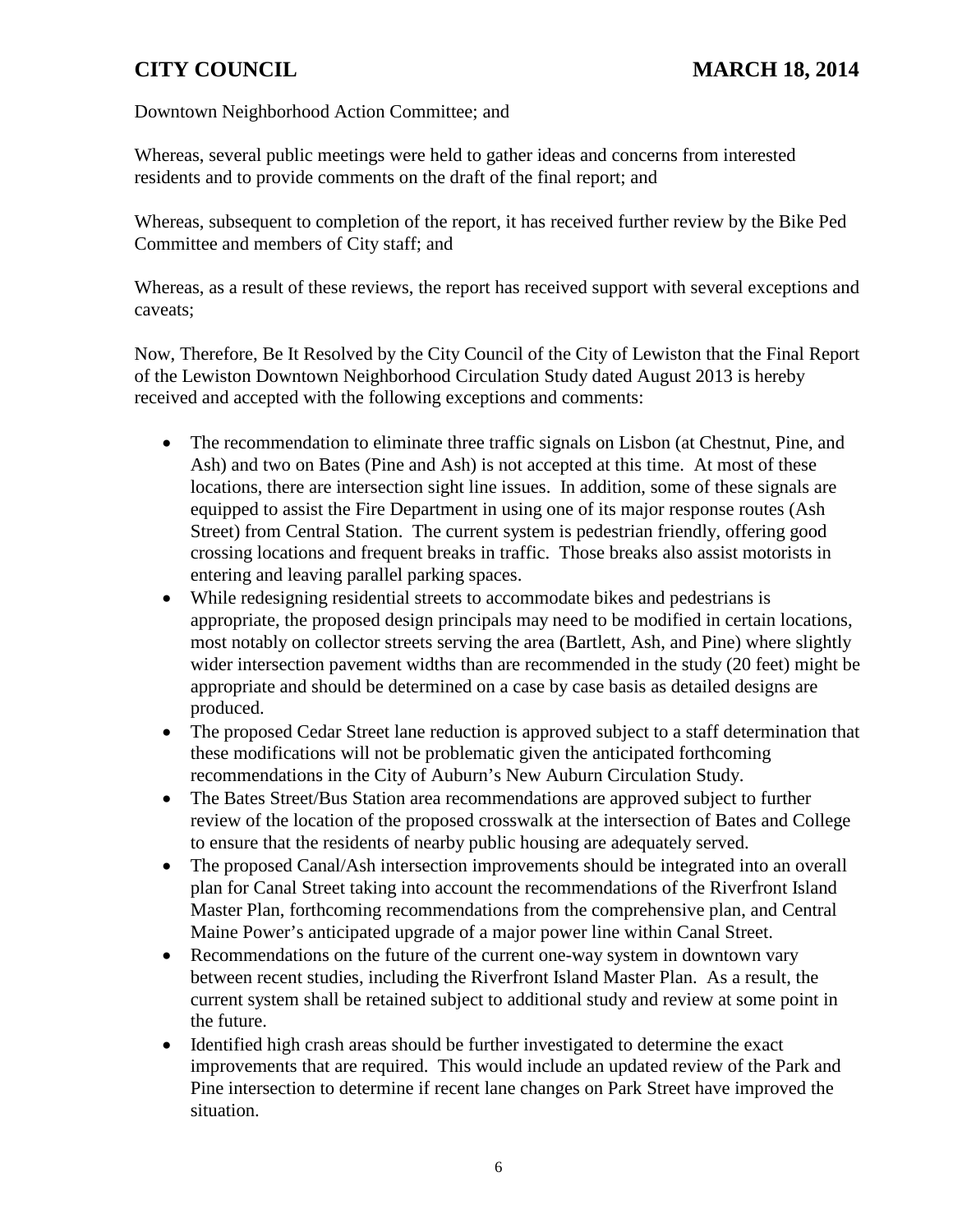Downtown Neighborhood Action Committee; and

Whereas, several public meetings were held to gather ideas and concerns from interested residents and to provide comments on the draft of the final report; and

Whereas, subsequent to completion of the report, it has received further review by the Bike Ped Committee and members of City staff; and

Whereas, as a result of these reviews, the report has received support with several exceptions and caveats;

Now, Therefore, Be It Resolved by the City Council of the City of Lewiston that the Final Report of the Lewiston Downtown Neighborhood Circulation Study dated August 2013 is hereby received and accepted with the following exceptions and comments:

- The recommendation to eliminate three traffic signals on Lisbon (at Chestnut, Pine, and Ash) and two on Bates (Pine and Ash) is not accepted at this time. At most of these locations, there are intersection sight line issues. In addition, some of these signals are equipped to assist the Fire Department in using one of its major response routes (Ash Street) from Central Station. The current system is pedestrian friendly, offering good crossing locations and frequent breaks in traffic. Those breaks also assist motorists in entering and leaving parallel parking spaces.
- While redesigning residential streets to accommodate bikes and pedestrians is appropriate, the proposed design principals may need to be modified in certain locations, most notably on collector streets serving the area (Bartlett, Ash, and Pine) where slightly wider intersection pavement widths than are recommended in the study (20 feet) might be appropriate and should be determined on a case by case basis as detailed designs are produced.
- The proposed Cedar Street lane reduction is approved subject to a staff determination that these modifications will not be problematic given the anticipated forthcoming recommendations in the City of Auburn's New Auburn Circulation Study.
- The Bates Street/Bus Station area recommendations are approved subject to further review of the location of the proposed crosswalk at the intersection of Bates and College to ensure that the residents of nearby public housing are adequately served.
- The proposed Canal/Ash intersection improvements should be integrated into an overall plan for Canal Street taking into account the recommendations of the Riverfront Island Master Plan, forthcoming recommendations from the comprehensive plan, and Central Maine Power's anticipated upgrade of a major power line within Canal Street.
- Recommendations on the future of the current one-way system in downtown vary between recent studies, including the Riverfront Island Master Plan. As a result, the current system shall be retained subject to additional study and review at some point in the future.
- Identified high crash areas should be further investigated to determine the exact improvements that are required. This would include an updated review of the Park and Pine intersection to determine if recent lane changes on Park Street have improved the situation.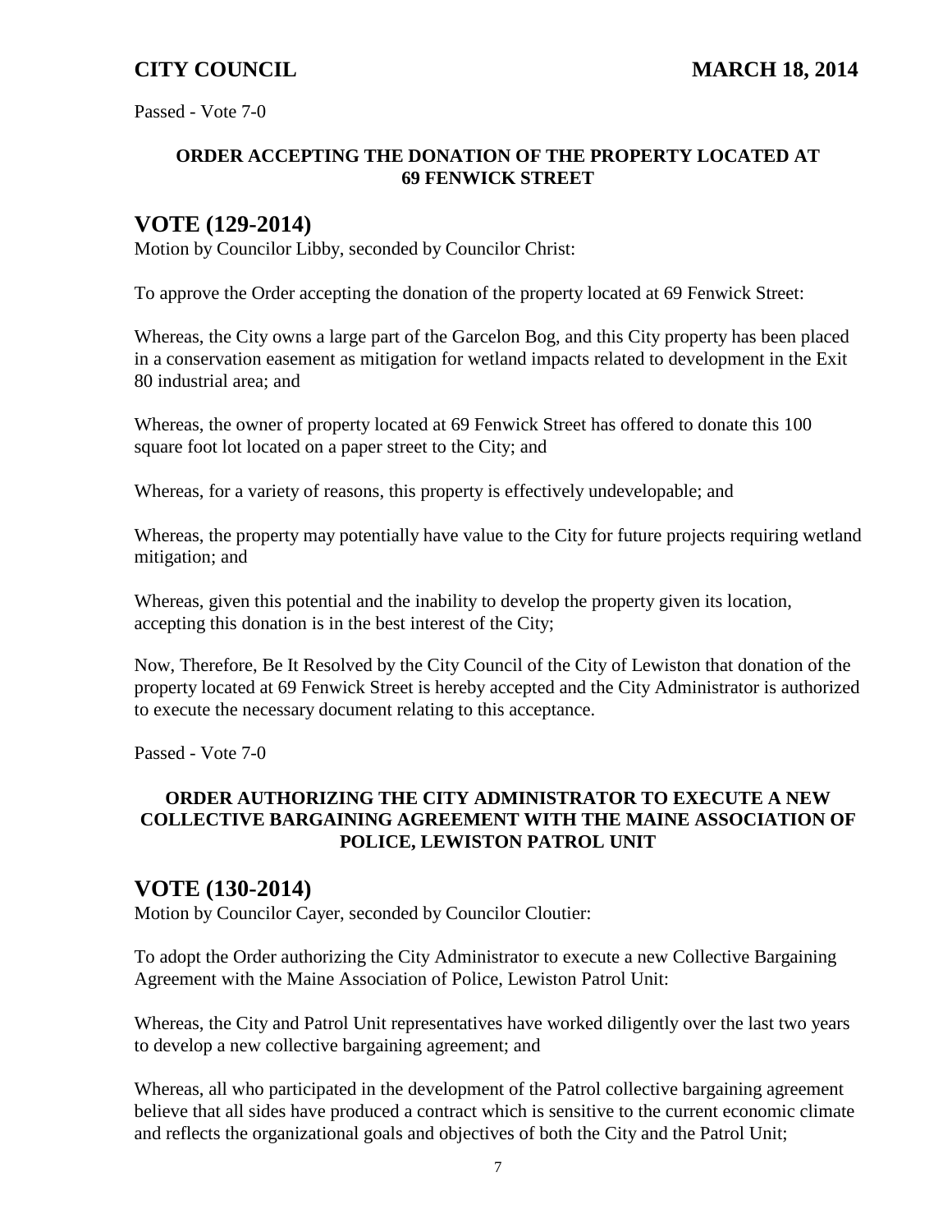Passed - Vote 7-0

**ORDER ACCEPTING THE DONATION OF THE PROPERTY LOCATED AT 69 FENWICK STREET**

## VOTE (129-2014)

Motion by Councilor Libby, seconded by Councilor Christ:

To approve the Order accepting the donation of the property located at 69 Fenwick Street:

Whereas, the City owns a large part of the Garcelon Bog, and this City property has been placed in a conservation easement as mitigation for wetland impacts related to development in the Exit 80 industrial area; and

Whereas, the owner of property located at 69 Fenwick Street has offered to donate this 100 square foot lot located on a paper street to the City; and

Whereas, for a variety of reasons, this property is effectively undevelopable; and

Whereas, the property may potentially have value to the City for future projects requiring wetland mitigation; and

Whereas, given this potential and the inability to develop the property given its location, accepting this donation is in the best interest of the City;

Now, Therefore, Be It Resolved by the City Council of the City of Lewiston that donation of the property located at 69 Fenwick Street is hereby accepted and the City Administrator is authorized to execute the necessary document relating to this acceptance.

Passed - Vote 7-0

**ORDER AUTHORIZING THE CITY ADMINISTRATOR TO EXECUTE A NEW COLLECTIVE BARGAINING AGREEMENT WITH THE MAINE ASSOCIATION OF POLICE, LEWISTON PATROL UNIT**

## VOTE (130-2014)

Motion by Councilor Cayer, seconded by Councilor Cloutier:

To adopt the Order authorizing the City Administrator to execute a new Collective Bargaining Agreement with the Maine Association of Police, Lewiston Patrol Unit:

Whereas, the City and Patrol Unit representatives have worked diligently over the last two years to develop a new collective bargaining agreement; and

Whereas, all who participated in the development of the Patrol collective bargaining agreement believe that all sides have produced a contract which is sensitive to the current economic climate and reflects the organizational goals and objectives of both the City and the Patrol Unit;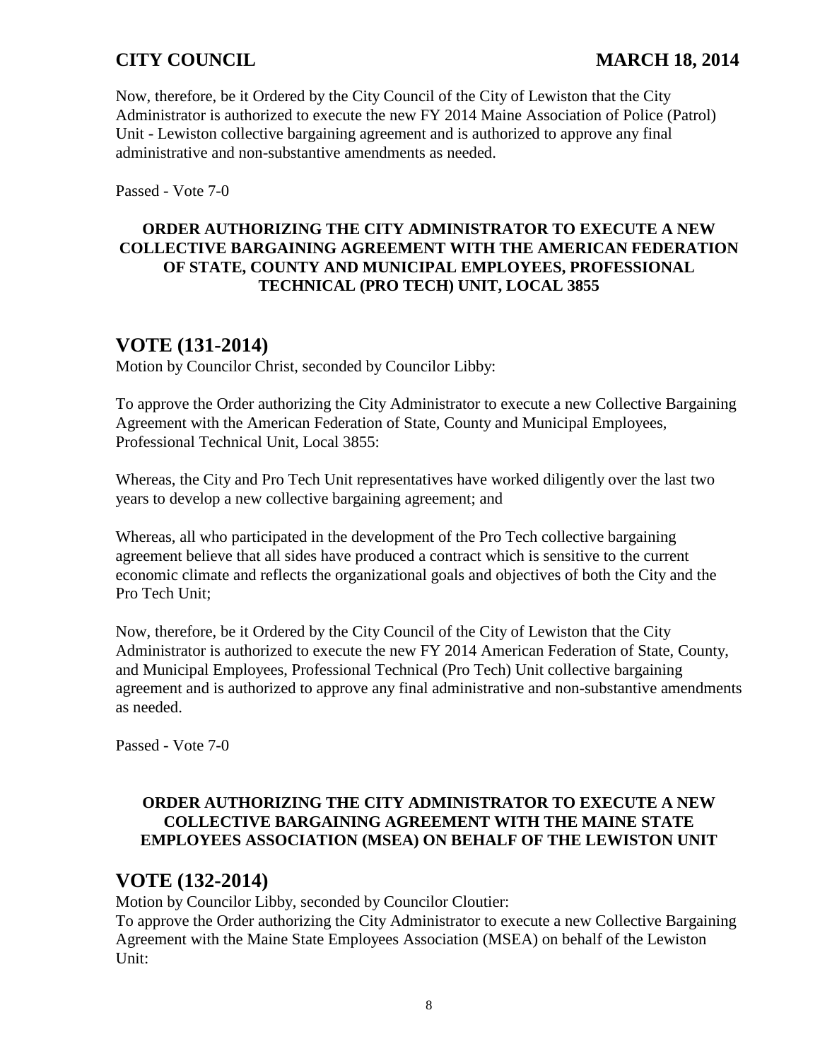Now, therefore, be it Ordered by the City Council of the City of Lewiston that the City Administrator is authorized to execute the new FY 2014 Maine Association of Police (Patrol) Unit - Lewiston collective bargaining agreement and is authorized to approve any final administrative and non-substantive amendments as needed.

Passed - Vote 7-0

**ORDER AUTHORIZING THE CITY ADMINISTRATOR TO EXECUTE A NEW COLLECTIVE BARGAINING AGREEMENT WITH THE AMERICAN FEDERATION OF STATE, COUNTY AND MUNICIPAL EMPLOYEES, PROFESSIONAL TECHNICAL (PRO TECH) UNIT, LOCAL 3855**

## VOTE (131-2014)

Motion by Councilor Christ, seconded by Councilor Libby:

To approve the Order authorizing the City Administrator to execute a new Collective Bargaining Agreement with the American Federation of State, County and Municipal Employees, Professional Technical Unit, Local 3855:

Whereas, the City and Pro Tech Unit representatives have worked diligently over the last two years to develop a new collective bargaining agreement; and

Whereas, all who participated in the development of the Pro Tech collective bargaining agreement believe that all sides have produced a contract which is sensitive to the current economic climate and reflects the organizational goals and objectives of both the City and the Pro Tech Unit;

Now, therefore, be it Ordered by the City Council of the City of Lewiston that the City Administrator is authorized to execute the new FY 2014 American Federation of State, County, and Municipal Employees, Professional Technical (Pro Tech) Unit collective bargaining agreement and is authorized to approve any final administrative and non-substantive amendments as needed.

Passed - Vote 7-0

**ORDER AUTHORIZING THE CITY ADMINISTRATOR TO EXECUTE A NEW COLLECTIVE BARGAINING AGREEMENT WITH THE MAINE STATE EMPLOYEES ASSOCIATION (MSEA) ON BEHALF OF THE LEWISTON UNIT**

## VOTE (132-2014)

Motion by Councilor Libby, seconded by Councilor Cloutier:
To approve the Order authorizing the City Administrator to execute a new Collective Bargaining Agreement with the Maine State Employees Association (MSEA) on behalf of the Lewiston Unit: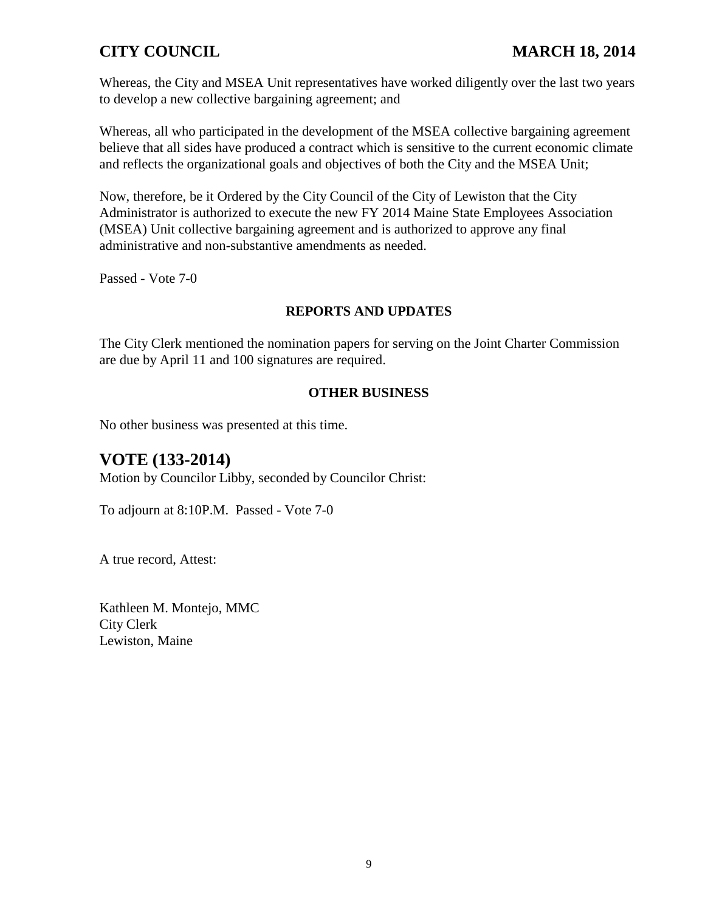Whereas, the City and MSEA Unit representatives have worked diligently over the last two years to develop a new collective bargaining agreement; and

Whereas, all who participated in the development of the MSEA collective bargaining agreement believe that all sides have produced a contract which is sensitive to the current economic climate and reflects the organizational goals and objectives of both the City and the MSEA Unit;

Now, therefore, be it Ordered by the City Council of the City of Lewiston that the City Administrator is authorized to execute the new FY 2014 Maine State Employees Association (MSEA) Unit collective bargaining agreement and is authorized to approve any final administrative and non-substantive amendments as needed.

Passed - Vote 7-0

**REPORTS AND UPDATES**

The City Clerk mentioned the nomination papers for serving on the Joint Charter Commission are due by April 11 and 100 signatures are required.

**OTHER BUSINESS**

No other business was presented at this time.

## VOTE (133-2014)

Motion by Councilor Libby, seconded by Councilor Christ:

To adjourn at 8:10P.M. Passed - Vote 7-0

A true record, Attest:

Kathleen M. Montejo, MMC
City Clerk
Lewiston, Maine